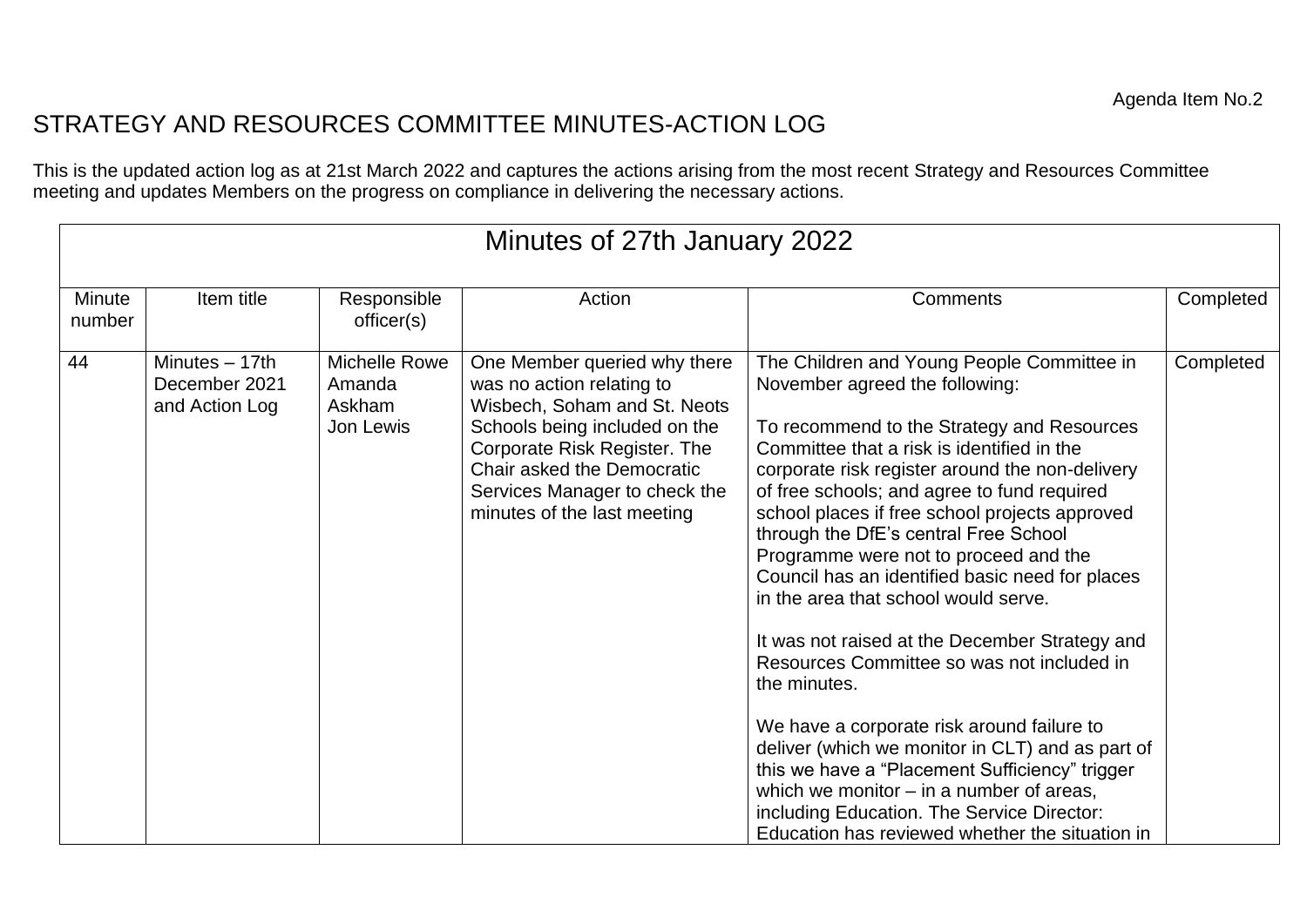Agenda Item No.2

# STRATEGY AND RESOURCES COMMITTEE MINUTES-ACTION LOG

This is the updated action log as at 21st March 2022 and captures the actions arising from the most recent Strategy and Resources Committee meeting and updates Members on the progress on compliance in delivering the necessary actions.

## Minutes of 27th January 2022

| Minute number | Item title | Responsible officer(s) | Action | Comments | Completed |
|---|---|---|---|---|---|
| 44 | Minutes – 17th December 2021 and Action Log | Michelle Rowe<br>Amanda Askham<br>Jon Lewis | One Member queried why there was no action relating to Wisbech, Soham and St. Neots Schools being included on the Corporate Risk Register. The Chair asked the Democratic Services Manager to check the minutes of the last meeting | The Children and Young People Committee in November agreed the following:<br><br>To recommend to the Strategy and Resources Committee that a risk is identified in the corporate risk register around the non-delivery of free schools; and agree to fund required school places if free school projects approved through the DfE's central Free School Programme were not to proceed and the Council has an identified basic need for places in the area that school would serve.<br><br>It was not raised at the December Strategy and Resources Committee so was not included in the minutes.<br><br>We have a corporate risk around failure to deliver (which we monitor in CLT) and as part of this we have a "Placement Sufficiency" trigger which we monitor – in a number of areas, including Education. The Service Director: Education has reviewed whether the situation in | Completed |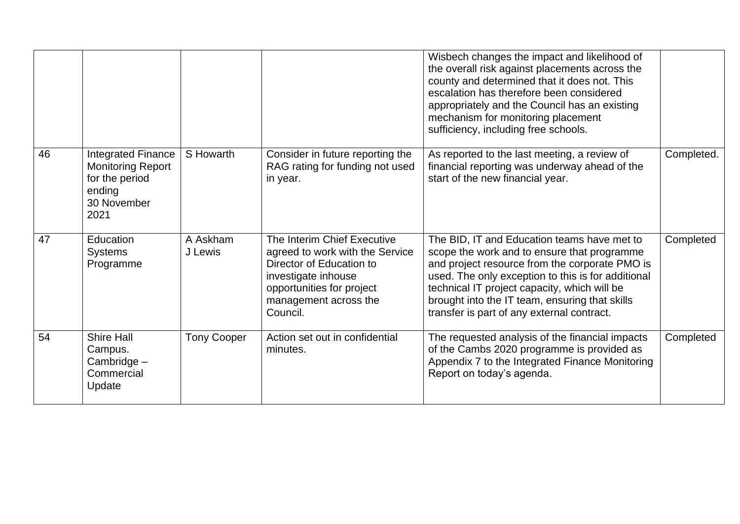| | | | | | |
|---|---|---|---|---|---|
| | | | | Wisbech changes the impact and likelihood of the overall risk against placements across the county and determined that it does not. This escalation has therefore been considered appropriately and the Council has an existing mechanism for monitoring placement sufficiency, including free schools. | |
| 46 | Integrated Finance Monitoring Report for the period ending 30 November 2021 | S Howarth | Consider in future reporting the RAG rating for funding not used in year. | As reported to the last meeting, a review of financial reporting was underway ahead of the start of the new financial year. | Completed. |
| 47 | Education Systems Programme | A Askham J Lewis | The Interim Chief Executive agreed to work with the Service Director of Education to investigate inhouse opportunities for project management across the Council. | The BID, IT and Education teams have met to scope the work and to ensure that programme and project resource from the corporate PMO is used. The only exception to this is for additional technical IT project capacity, which will be brought into the IT team, ensuring that skills transfer is part of any external contract. | Completed |
| 54 | Shire Hall Campus. Cambridge – Commercial Update | Tony Cooper | Action set out in confidential minutes. | The requested analysis of the financial impacts of the Cambs 2020 programme is provided as Appendix 7 to the Integrated Finance Monitoring Report on today's agenda. | Completed |